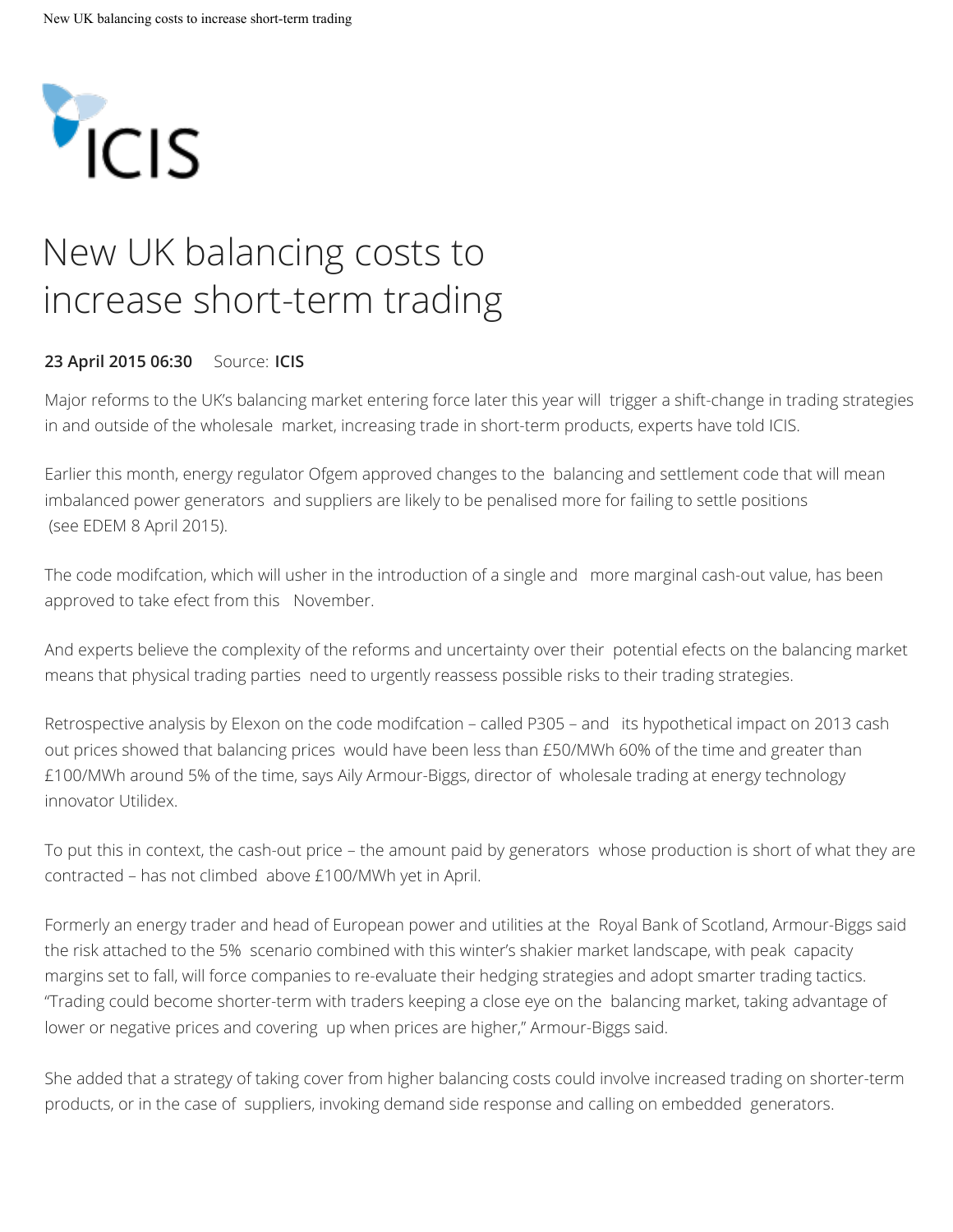ICIS

# New UK balancing costs to increase short-term trading

**23 April 2015 06:30** Source: **ICIS**

Major reforms to the UK's balancing market entering force later this year will trigger a shift-change in trading strategies in and outside of the wholesale market, increasing trade in short-term products, experts have told ICIS.

Earlier this month, energy regulator Ofgem approved changes to the balancing and settlement code that will mean imbalanced power generators and suppliers are likely to be penalised more for failing to settle positions (see EDEM 8 April 2015).

The code modifcation, which will usher in the introduction of a single and more marginal cash-out value, has been approved to take efect from this November.

And experts believe the complexity of the reforms and uncertainty over their potential efects on the balancing market means that physical trading parties need to urgently reassess possible risks to their trading strategies.

Retrospective analysis by Elexon on the code modifcation – called P305 – and its hypothetical impact on 2013 cash out prices showed that balancing prices would have been less than £50/MWh 60% of the time and greater than £100/MWh around 5% of the time, says Aily Armour-Biggs, director of wholesale trading at energy technology innovator Utilidex.

To put this in context, the cash-out price – the amount paid by generators whose production is short of what they are contracted – has not climbed above £100/MWh yet in April.

Formerly an energy trader and head of European power and utilities at the Royal Bank of Scotland, Armour-Biggs said the risk attached to the 5% scenario combined with this winter's shakier market landscape, with peak capacity margins set to fall, will force companies to re-evaluate their hedging strategies and adopt smarter trading tactics. "Trading could become shorter-term with traders keeping a close eye on the balancing market, taking advantage of lower or negative prices and covering up when prices are higher," Armour-Biggs said.

She added that a strategy of taking cover from higher balancing costs could involve increased trading on shorter-term products, or in the case of suppliers, invoking demand side response and calling on embedded generators.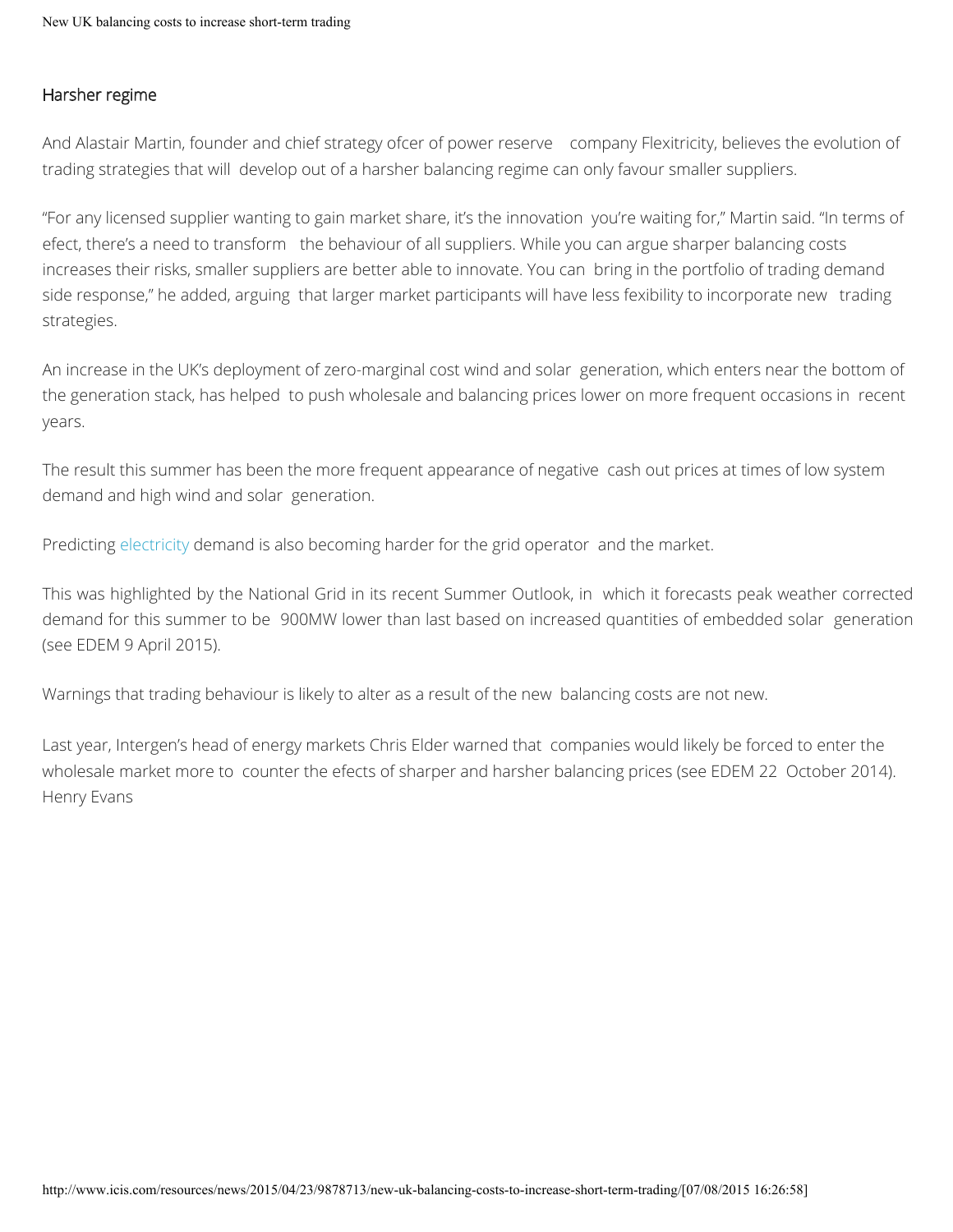## Harsher regime

And Alastair Martin, founder and chief strategy ofcer of power reserve company Flexitricity, believes the evolution of trading strategies that will develop out of a harsher balancing regime can only favour smaller suppliers.

"For any licensed supplier wanting to gain market share, it's the innovation you're waiting for," Martin said. "In terms of efect, there's a need to transform the behaviour of all suppliers. While you can argue sharper balancing costs increases their risks, smaller suppliers are better able to innovate. You can bring in the portfolio of trading demand side response," he added, arguing that larger market participants will have less fexibility to incorporate new trading strategies.

An increase in the UK's deployment of zero-marginal cost wind and solar generation, which enters near the bottom of the generation stack, has helped to push wholesale and balancing prices lower on more frequent occasions in recent years.

The result this summer has been the more frequent appearance of negative cash out prices at times of low system demand and high wind and solar generation.

Predicting electricity demand is also becoming harder for the grid operator and the market.

This was highlighted by the National Grid in its recent Summer Outlook, in which it forecasts peak weather corrected demand for this summer to be 900MW lower than last based on increased quantities of embedded solar generation (see EDEM 9 April 2015).

Warnings that trading behaviour is likely to alter as a result of the new balancing costs are not new.

Last year, Intergen's head of energy markets Chris Elder warned that companies would likely be forced to enter the wholesale market more to counter the efects of sharper and harsher balancing prices (see EDEM 22 October 2014).
Henry Evans